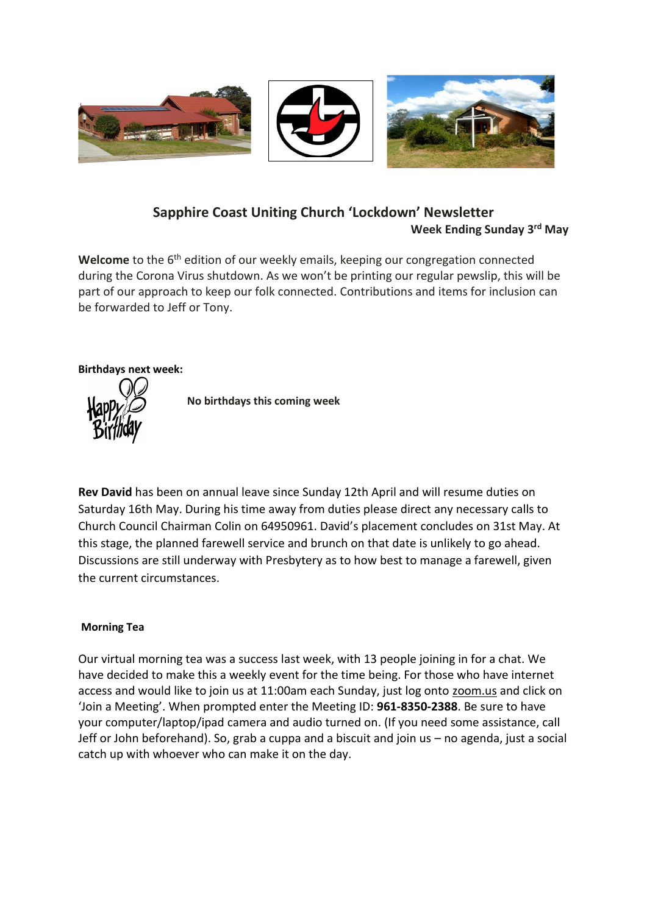# Sapphire Coast Uniting Church 'Lockdown' Newsletter

**Week Ending Sunday 3rd May**

**Welcome** to the 6th edition of our weekly emails, keeping our congregation connected during the Corona Virus shutdown. As we won't be printing our regular pewslip, this will be part of our approach to keep our folk connected. Contributions and items for inclusion can be forwarded to Jeff or Tony.

**Birthdays next week:**

**No birthdays this coming week**

**Rev David** has been on annual leave since Sunday 12th April and will resume duties on Saturday 16th May. During his time away from duties please direct any necessary calls to Church Council Chairman Colin on 64950961. David's placement concludes on 31st May. At this stage, the planned farewell service and brunch on that date is unlikely to go ahead. Discussions are still underway with Presbytery as to how best to manage a farewell, given the current circumstances.

**Morning Tea**

Our virtual morning tea was a success last week, with 13 people joining in for a chat. We have decided to make this a weekly event for the time being. For those who have internet access and would like to join us at 11:00am each Sunday, just log onto zoom.us and click on 'Join a Meeting'. When prompted enter the Meeting ID: **961-8350-2388**. Be sure to have your computer/laptop/ipad camera and audio turned on. (If you need some assistance, call Jeff or John beforehand). So, grab a cuppa and a biscuit and join us – no agenda, just a social catch up with whoever who can make it on the day.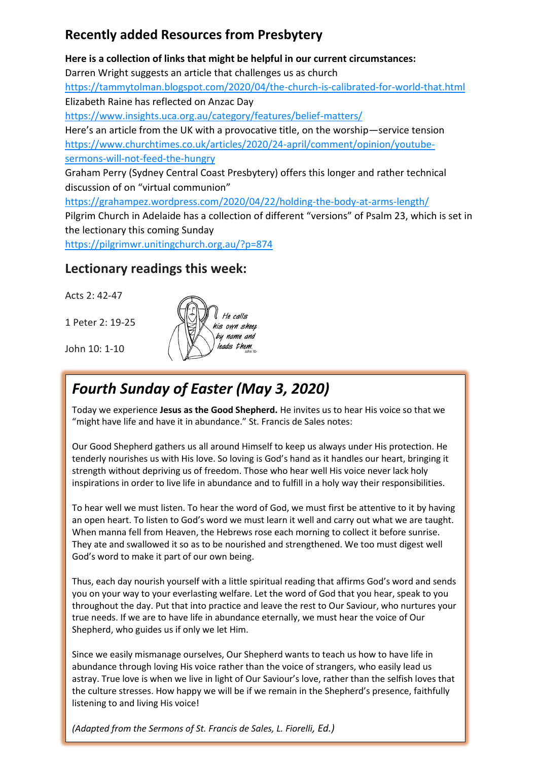## Recently added Resources from Presbytery

**Here is a collection of links that might be helpful in our current circumstances:**

Darren Wright suggests an article that challenges us as church
https://tammytolman.blogspot.com/2020/04/the-church-is-calibrated-for-world-that.html

Elizabeth Raine has reflected on Anzac Day
https://www.insights.uca.org.au/category/features/belief-matters/

Here's an article from the UK with a provocative title, on the worship—service tension
https://www.churchtimes.co.uk/articles/2020/24-april/comment/opinion/youtube-sermons-will-not-feed-the-hungry

Graham Perry (Sydney Central Coast Presbytery) offers this longer and rather technical discussion of on "virtual communion"
https://grahampez.wordpress.com/2020/04/22/holding-the-body-at-arms-length/

Pilgrim Church in Adelaide has a collection of different "versions" of Psalm 23, which is set in the lectionary this coming Sunday
https://pilgrimwr.unitingchurch.org.au/?p=874

## Lectionary readings this week:

Acts 2: 42-47

1 Peter 2: 19-25

John 10: 1-10

He calls his own sheep by name and leads them. John 10:

## *Fourth Sunday of Easter (May 3, 2020)*

Today we experience **Jesus as the Good Shepherd.** He invites us to hear His voice so that we "might have life and have it in abundance." St. Francis de Sales notes:

Our Good Shepherd gathers us all around Himself to keep us always under His protection. He tenderly nourishes us with His love. So loving is God's hand as it handles our heart, bringing it strength without depriving us of freedom. Those who hear well His voice never lack holy inspirations in order to live life in abundance and to fulfill in a holy way their responsibilities.

To hear well we must listen. To hear the word of God, we must first be attentive to it by having an open heart. To listen to God's word we must learn it well and carry out what we are taught. When manna fell from Heaven, the Hebrews rose each morning to collect it before sunrise. They ate and swallowed it so as to be nourished and strengthened. We too must digest well God's word to make it part of our own being.

Thus, each day nourish yourself with a little spiritual reading that affirms God's word and sends you on your way to your everlasting welfare. Let the word of God that you hear, speak to you throughout the day. Put that into practice and leave the rest to Our Saviour, who nurtures your true needs. If we are to have life in abundance eternally, we must hear the voice of Our Shepherd, who guides us if only we let Him.

Since we easily mismanage ourselves, Our Shepherd wants to teach us how to have life in abundance through loving His voice rather than the voice of strangers, who easily lead us astray. True love is when we live in light of Our Saviour's love, rather than the selfish loves that the culture stresses. How happy we will be if we remain in the Shepherd's presence, faithfully listening to and living His voice!

*(Adapted from the Sermons of St. Francis de Sales, L. Fiorelli, Ed.)*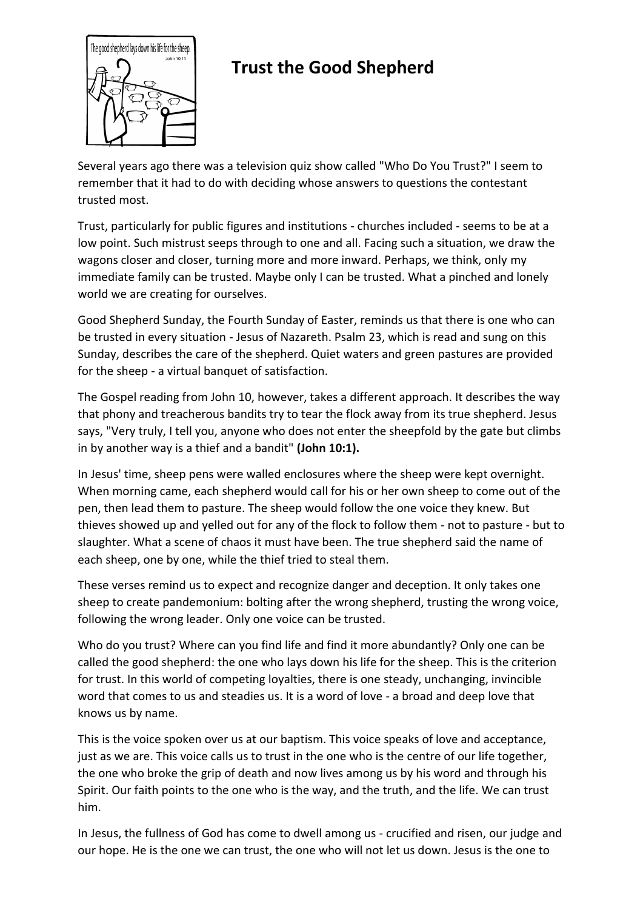# Trust the Good Shepherd

Several years ago there was a television quiz show called "Who Do You Trust?" I seem to remember that it had to do with deciding whose answers to questions the contestant trusted most.

Trust, particularly for public figures and institutions - churches included - seems to be at a low point. Such mistrust seeps through to one and all. Facing such a situation, we draw the wagons closer and closer, turning more and more inward. Perhaps, we think, only my immediate family can be trusted. Maybe only I can be trusted. What a pinched and lonely world we are creating for ourselves.

Good Shepherd Sunday, the Fourth Sunday of Easter, reminds us that there is one who can be trusted in every situation - Jesus of Nazareth. Psalm 23, which is read and sung on this Sunday, describes the care of the shepherd. Quiet waters and green pastures are provided for the sheep - a virtual banquet of satisfaction.

The Gospel reading from John 10, however, takes a different approach. It describes the way that phony and treacherous bandits try to tear the flock away from its true shepherd. Jesus says, "Very truly, I tell you, anyone who does not enter the sheepfold by the gate but climbs in by another way is a thief and a bandit" **(John 10:1).**

In Jesus' time, sheep pens were walled enclosures where the sheep were kept overnight. When morning came, each shepherd would call for his or her own sheep to come out of the pen, then lead them to pasture. The sheep would follow the one voice they knew. But thieves showed up and yelled out for any of the flock to follow them - not to pasture - but to slaughter. What a scene of chaos it must have been. The true shepherd said the name of each sheep, one by one, while the thief tried to steal them.

These verses remind us to expect and recognize danger and deception. It only takes one sheep to create pandemonium: bolting after the wrong shepherd, trusting the wrong voice, following the wrong leader. Only one voice can be trusted.

Who do you trust? Where can you find life and find it more abundantly? Only one can be called the good shepherd: the one who lays down his life for the sheep. This is the criterion for trust. In this world of competing loyalties, there is one steady, unchanging, invincible word that comes to us and steadies us. It is a word of love - a broad and deep love that knows us by name.

This is the voice spoken over us at our baptism. This voice speaks of love and acceptance, just as we are. This voice calls us to trust in the one who is the centre of our life together, the one who broke the grip of death and now lives among us by his word and through his Spirit. Our faith points to the one who is the way, and the truth, and the life. We can trust him.

In Jesus, the fullness of God has come to dwell among us - crucified and risen, our judge and our hope. He is the one we can trust, the one who will not let us down. Jesus is the one to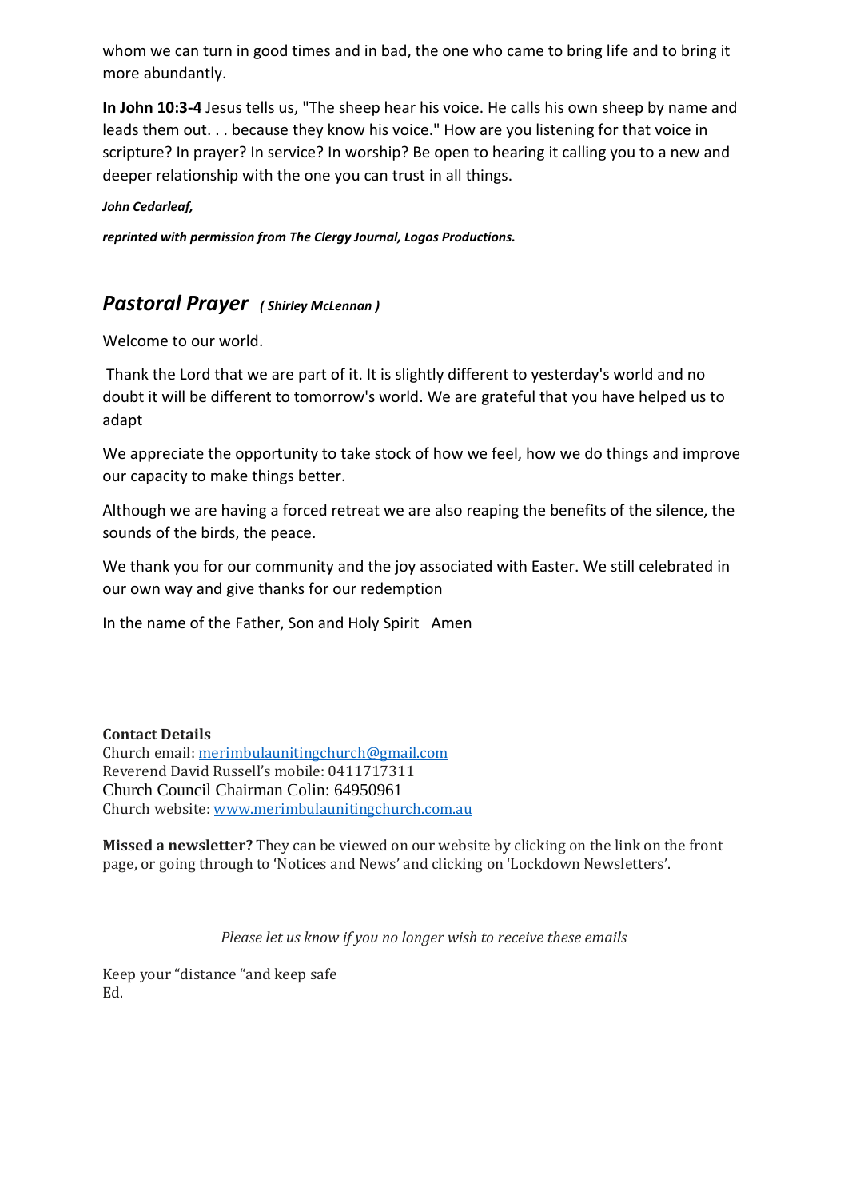whom we can turn in good times and in bad, the one who came to bring life and to bring it more abundantly.

**In John 10:3-4** Jesus tells us, "The sheep hear his voice. He calls his own sheep by name and leads them out. . . because they know his voice." How are you listening for that voice in scripture? In prayer? In service? In worship? Be open to hearing it calling you to a new and deeper relationship with the one you can trust in all things.

***John Cedarleaf,***

***reprinted with permission from The Clergy Journal, Logos Productions.***

## *Pastoral Prayer* *( Shirley McLennan )*

Welcome to our world.

Thank the Lord that we are part of it. It is slightly different to yesterday's world and no doubt it will be different to tomorrow's world. We are grateful that you have helped us to adapt

We appreciate the opportunity to take stock of how we feel, how we do things and improve our capacity to make things better.

Although we are having a forced retreat we are also reaping the benefits of the silence, the sounds of the birds, the peace.

We thank you for our community and the joy associated with Easter. We still celebrated in our own way and give thanks for our redemption

In the name of the Father, Son and Holy Spirit Amen

**Contact Details**
Church email: merimbulaunitingchurch@gmail.com
Reverend David Russell's mobile: 0411717311
Church Council Chairman Colin: 64950961
Church website: www.merimbulaunitingchurch.com.au

**Missed a newsletter?** They can be viewed on our website by clicking on the link on the front page, or going through to 'Notices and News' and clicking on 'Lockdown Newsletters'.

*Please let us know if you no longer wish to receive these emails*

Keep your "distance "and keep safe
Ed.